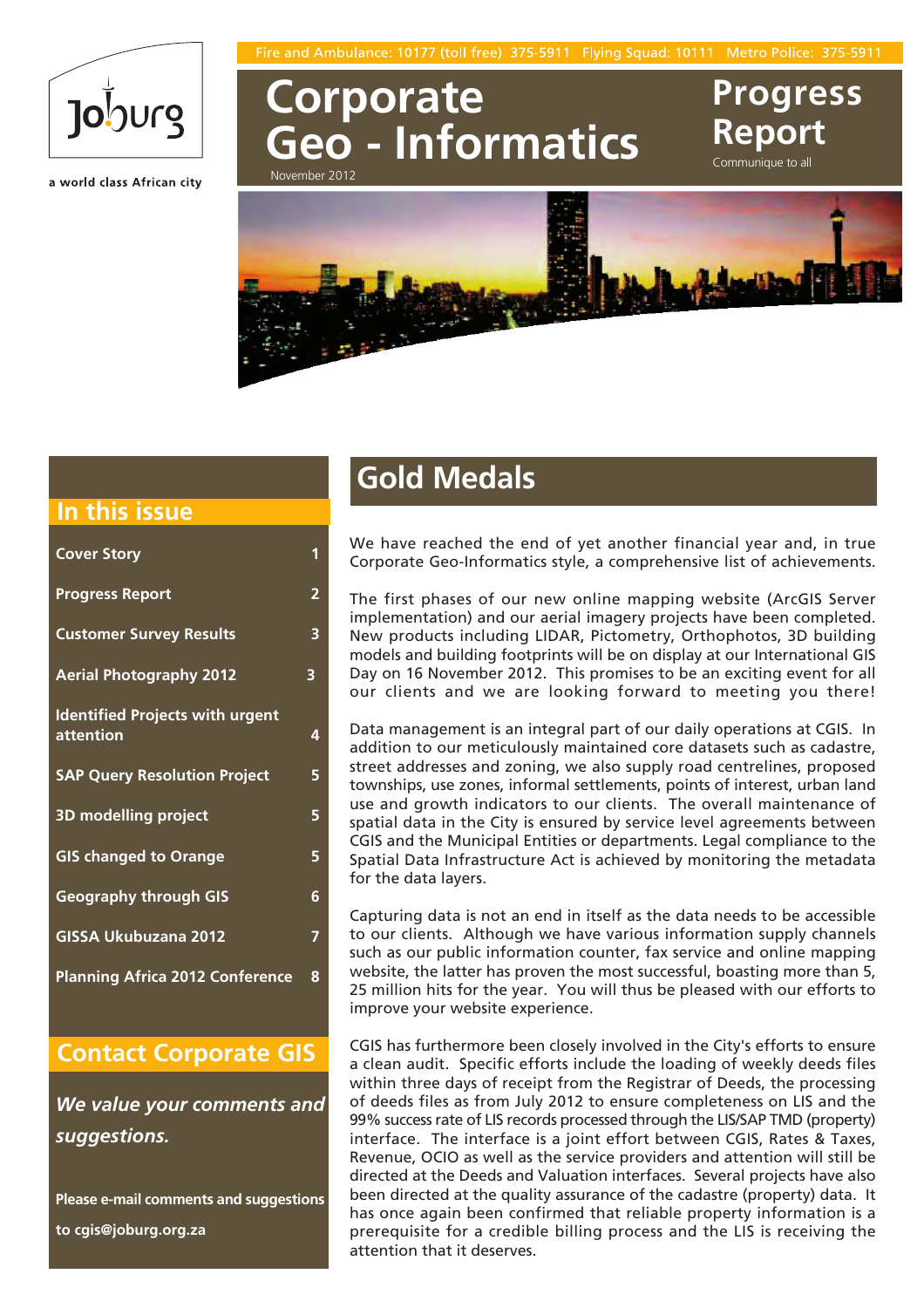Joburg

a world class African city

Fire and Ambulance: 10177 (toll free) 375-5911 Flying Squad: 10111 Metro Police: 375-5911

# Corporate Geo - Informatics

November 2012

**Progress Report**

Communique to all

## In this issue

| | |
|---|---|
| Cover Story | 1 |
| Progress Report | 2 |
| Customer Survey Results | 3 |
| Aerial Photography 2012 | 3 |
| Identified Projects with urgent attention | 4 |
| SAP Query Resolution Project | 5 |
| 3D modelling project | 5 |
| GIS changed to Orange | 5 |
| Geography through GIS | 6 |
| GISSA Ukubuzana 2012 | 7 |
| Planning Africa 2012 Conference | 8 |

## Contact Corporate GIS

***We value your comments and suggestions.***

**Please e-mail comments and suggestions to cgis@joburg.org.za**

# Gold Medals

We have reached the end of yet another financial year and, in true Corporate Geo-Informatics style, a comprehensive list of achievements.

The first phases of our new online mapping website (ArcGIS Server implementation) and our aerial imagery projects have been completed. New products including LIDAR, Pictometry, Orthophotos, 3D building models and building footprints will be on display at our International GIS Day on 16 November 2012. This promises to be an exciting event for all our clients and we are looking forward to meeting you there!

Data management is an integral part of our daily operations at CGIS. In addition to our meticulously maintained core datasets such as cadastre, street addresses and zoning, we also supply road centrelines, proposed townships, use zones, informal settlements, points of interest, urban land use and growth indicators to our clients. The overall maintenance of spatial data in the City is ensured by service level agreements between CGIS and the Municipal Entities or departments. Legal compliance to the Spatial Data Infrastructure Act is achieved by monitoring the metadata for the data layers.

Capturing data is not an end in itself as the data needs to be accessible to our clients. Although we have various information supply channels such as our public information counter, fax service and online mapping website, the latter has proven the most successful, boasting more than 5, 25 million hits for the year. You will thus be pleased with our efforts to improve your website experience.

CGIS has furthermore been closely involved in the City's efforts to ensure a clean audit. Specific efforts include the loading of weekly deeds files within three days of receipt from the Registrar of Deeds, the processing of deeds files as from July 2012 to ensure completeness on LIS and the 99% success rate of LIS records processed through the LIS/SAP TMD (property) interface. The interface is a joint effort between CGIS, Rates & Taxes, Revenue, OCIO as well as the service providers and attention will still be directed at the Deeds and Valuation interfaces. Several projects have also been directed at the quality assurance of the cadastre (property) data. It has once again been confirmed that reliable property information is a prerequisite for a credible billing process and the LIS is receiving the attention that it deserves.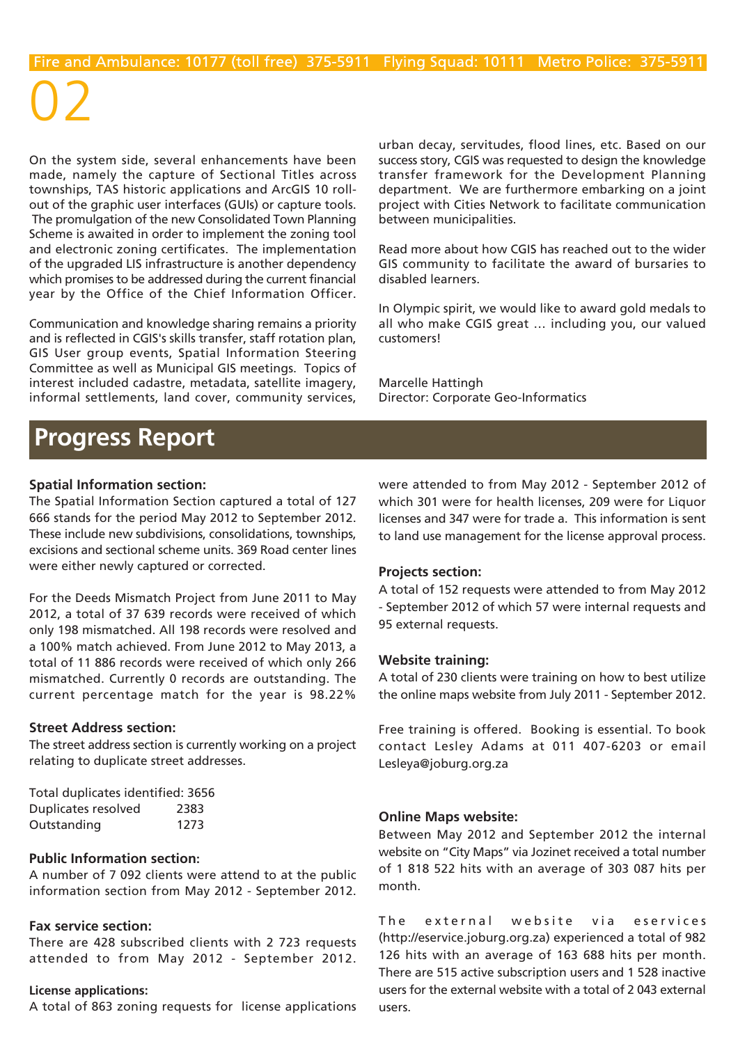On the system side, several enhancements have been made, namely the capture of Sectional Titles across townships, TAS historic applications and ArcGIS 10 roll-out of the graphic user interfaces (GUIs) or capture tools. The promulgation of the new Consolidated Town Planning Scheme is awaited in order to implement the zoning tool and electronic zoning certificates. The implementation of the upgraded LIS infrastructure is another dependency which promises to be addressed during the current financial year by the Office of the Chief Information Officer.

Communication and knowledge sharing remains a priority and is reflected in CGIS's skills transfer, staff rotation plan, GIS User group events, Spatial Information Steering Committee as well as Municipal GIS meetings. Topics of interest included cadastre, metadata, satellite imagery, informal settlements, land cover, community services, urban decay, servitudes, flood lines, etc. Based on our success story, CGIS was requested to design the knowledge transfer framework for the Development Planning department. We are furthermore embarking on a joint project with Cities Network to facilitate communication between municipalities.

Read more about how CGIS has reached out to the wider GIS community to facilitate the award of bursaries to disabled learners.

In Olympic spirit, we would like to award gold medals to all who make CGIS great … including you, our valued customers!

Marcelle Hattingh
Director: Corporate Geo-Informatics

# Progress Report

**Spatial Information section:**
The Spatial Information Section captured a total of 127 666 stands for the period May 2012 to September 2012. These include new subdivisions, consolidations, townships, excisions and sectional scheme units. 369 Road center lines were either newly captured or corrected.

For the Deeds Mismatch Project from June 2011 to May 2012, a total of 37 639 records were received of which only 198 mismatched. All 198 records were resolved and a 100% match achieved. From June 2012 to May 2013, a total of 11 886 records were received of which only 266 mismatched. Currently 0 records are outstanding. The current percentage match for the year is 98.22%

**Street Address section:**
The street address section is currently working on a project relating to duplicate street addresses.

Total duplicates identified: 3656

| | |
|---|---|
| Duplicates resolved | 2383 |
| Outstanding | 1273 |

**Public Information section:**
A number of 7 092 clients were attend to at the public information section from May 2012 - September 2012.

**Fax service section:**
There are 428 subscribed clients with 2 723 requests attended to from May 2012 - September 2012.

**License applications:**
A total of 863 zoning requests for license applications were attended to from May 2012 - September 2012 of which 301 were for health licenses, 209 were for Liquor licenses and 347 were for trade a. This information is sent to land use management for the license approval process.

**Projects section:**
A total of 152 requests were attended to from May 2012 - September 2012 of which 57 were internal requests and 95 external requests.

**Website training:**
A total of 230 clients were training on how to best utilize the online maps website from July 2011 - September 2012.

Free training is offered. Booking is essential. To book contact Lesley Adams at 011 407-6203 or email Lesleya@joburg.org.za

**Online Maps website:**
Between May 2012 and September 2012 the internal website on "City Maps" via Jozinet received a total number of 1 818 522 hits with an average of 303 087 hits per month.

The external website via eservices (http://eservice.joburg.org.za) experienced a total of 982 126 hits with an average of 163 688 hits per month. There are 515 active subscription users and 1 528 inactive users for the external website with a total of 2 043 external users.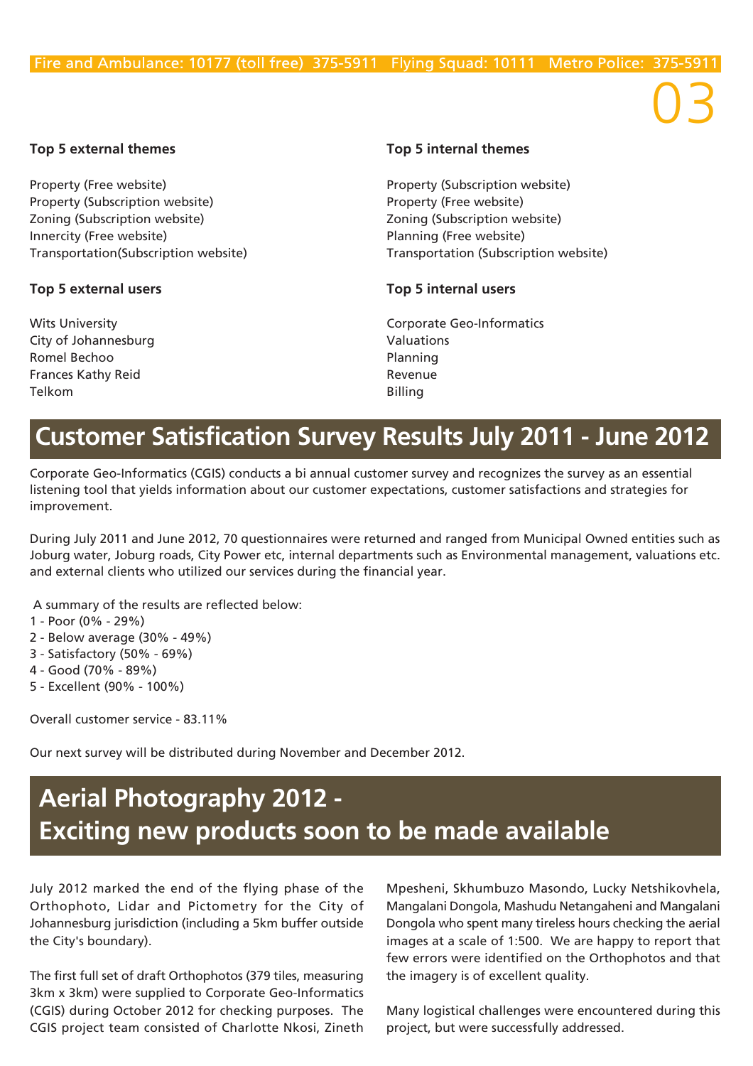### Top 5 external themes

Property (Free website)
Property (Subscription website)
Zoning (Subscription website)
Innercity (Free website)
Transportation(Subscription website)

### Top 5 external users

Wits University
City of Johannesburg
Romel Bechoo
Frances Kathy Reid
Telkom

### Top 5 internal themes

Property (Subscription website)
Property (Free website)
Zoning (Subscription website)
Planning (Free website)
Transportation (Subscription website)

### Top 5 internal users

Corporate Geo-Informatics
Valuations
Planning
Revenue
Billing

## Customer Satisfication Survey Results July 2011 - June 2012

Corporate Geo-Informatics (CGIS) conducts a bi annual customer survey and recognizes the survey as an essential listening tool that yields information about our customer expectations, customer satisfactions and strategies for improvement.

During July 2011 and June 2012, 70 questionnaires were returned and ranged from Municipal Owned entities such as Joburg water, Joburg roads, City Power etc, internal departments such as Environmental management, valuations etc. and external clients who utilized our services during the financial year.

A summary of the results are reflected below:
1 - Poor (0% - 29%)
2 - Below average (30% - 49%)
3 - Satisfactory (50% - 69%)
4 - Good (70% - 89%)
5 - Excellent (90% - 100%)

Overall customer service - 83.11%

Our next survey will be distributed during November and December 2012.

## Aerial Photography 2012 - Exciting new products soon to be made available

July 2012 marked the end of the flying phase of the Orthophoto, Lidar and Pictometry for the City of Johannesburg jurisdiction (including a 5km buffer outside the City's boundary).

The first full set of draft Orthophotos (379 tiles, measuring 3km x 3km) were supplied to Corporate Geo-Informatics (CGIS) during October 2012 for checking purposes. The CGIS project team consisted of Charlotte Nkosi, Zineth Mpesheni, Skhumbuzo Masondo, Lucky Netshikovhela, Mangalani Dongola, Mashudu Netangaheni and Mangalani Dongola who spent many tireless hours checking the aerial images at a scale of 1:500. We are happy to report that few errors were identified on the Orthophotos and that the imagery is of excellent quality.

Many logistical challenges were encountered during this project, but were successfully addressed.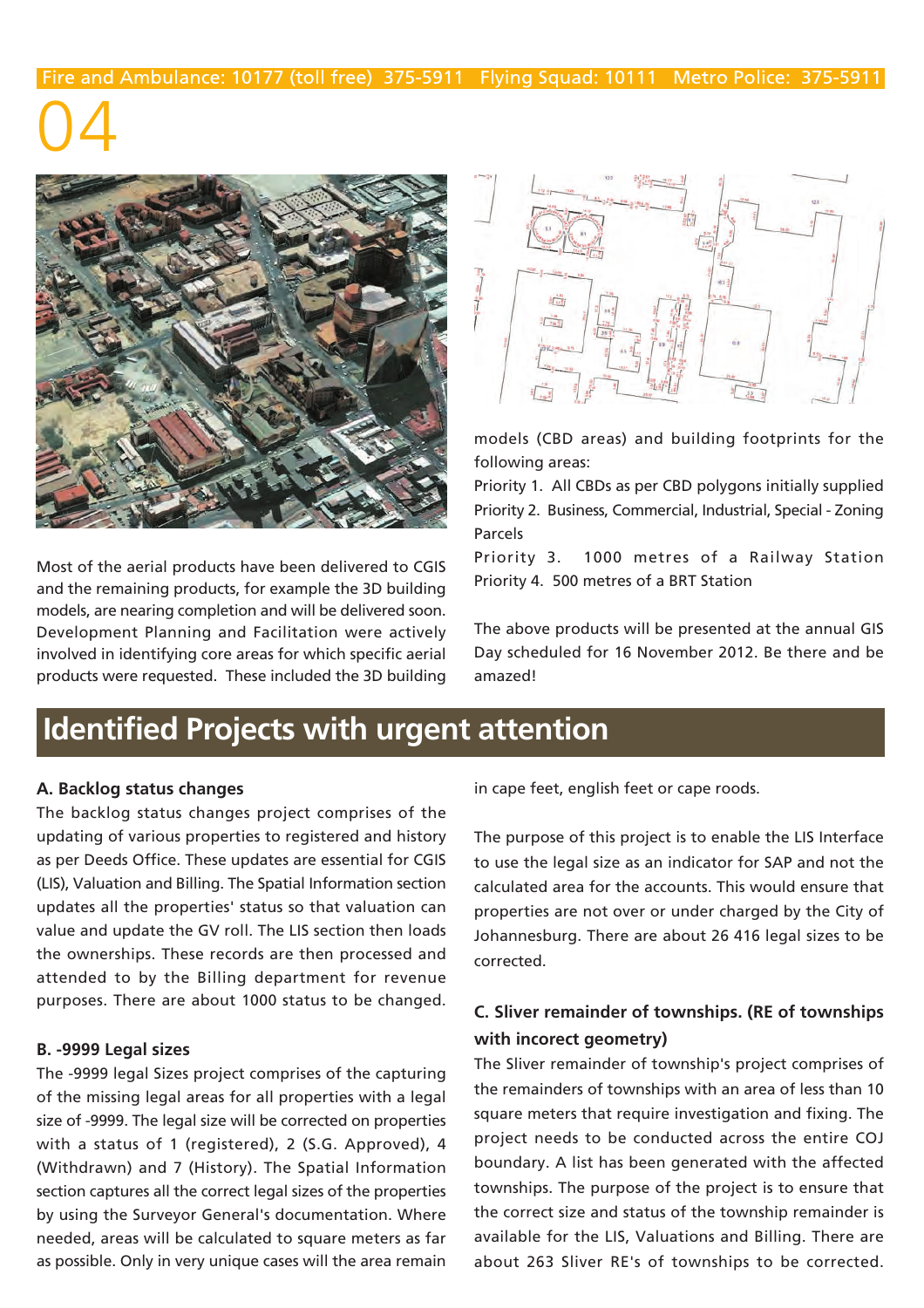Most of the aerial products have been delivered to CGIS and the remaining products, for example the 3D building models, are nearing completion and will be delivered soon. Development Planning and Facilitation were actively involved in identifying core areas for which specific aerial products were requested. These included the 3D building models (CBD areas) and building footprints for the following areas:

Priority 1. All CBDs as per CBD polygons initially supplied
Priority 2. Business, Commercial, Industrial, Special - Zoning Parcels
Priority 3. 1000 metres of a Railway Station
Priority 4. 500 metres of a BRT Station

The above products will be presented at the annual GIS Day scheduled for 16 November 2012. Be there and be amazed!

## Identified Projects with urgent attention

### A. Backlog status changes

The backlog status changes project comprises of the updating of various properties to registered and history as per Deeds Office. These updates are essential for CGIS (LIS), Valuation and Billing. The Spatial Information section updates all the properties' status so that valuation can value and update the GV roll. The LIS section then loads the ownerships. These records are then processed and attended to by the Billing department for revenue purposes. There are about 1000 status to be changed.

### B. -9999 Legal sizes

The -9999 legal Sizes project comprises of the capturing of the missing legal areas for all properties with a legal size of -9999. The legal size will be corrected on properties with a status of 1 (registered), 2 (S.G. Approved), 4 (Withdrawn) and 7 (History). The Spatial Information section captures all the correct legal sizes of the properties by using the Surveyor General's documentation. Where needed, areas will be calculated to square meters as far as possible. Only in very unique cases will the area remain in cape feet, english feet or cape roods.

The purpose of this project is to enable the LIS Interface to use the legal size as an indicator for SAP and not the calculated area for the accounts. This would ensure that properties are not over or under charged by the City of Johannesburg. There are about 26 416 legal sizes to be corrected.

### C. Sliver remainder of townships. (RE of townships with incorect geometry)

The Sliver remainder of township's project comprises of the remainders of townships with an area of less than 10 square meters that require investigation and fixing. The project needs to be conducted across the entire COJ boundary. A list has been generated with the affected townships. The purpose of the project is to ensure that the correct size and status of the township remainder is available for the LIS, Valuations and Billing. There are about 263 Sliver RE's of townships to be corrected.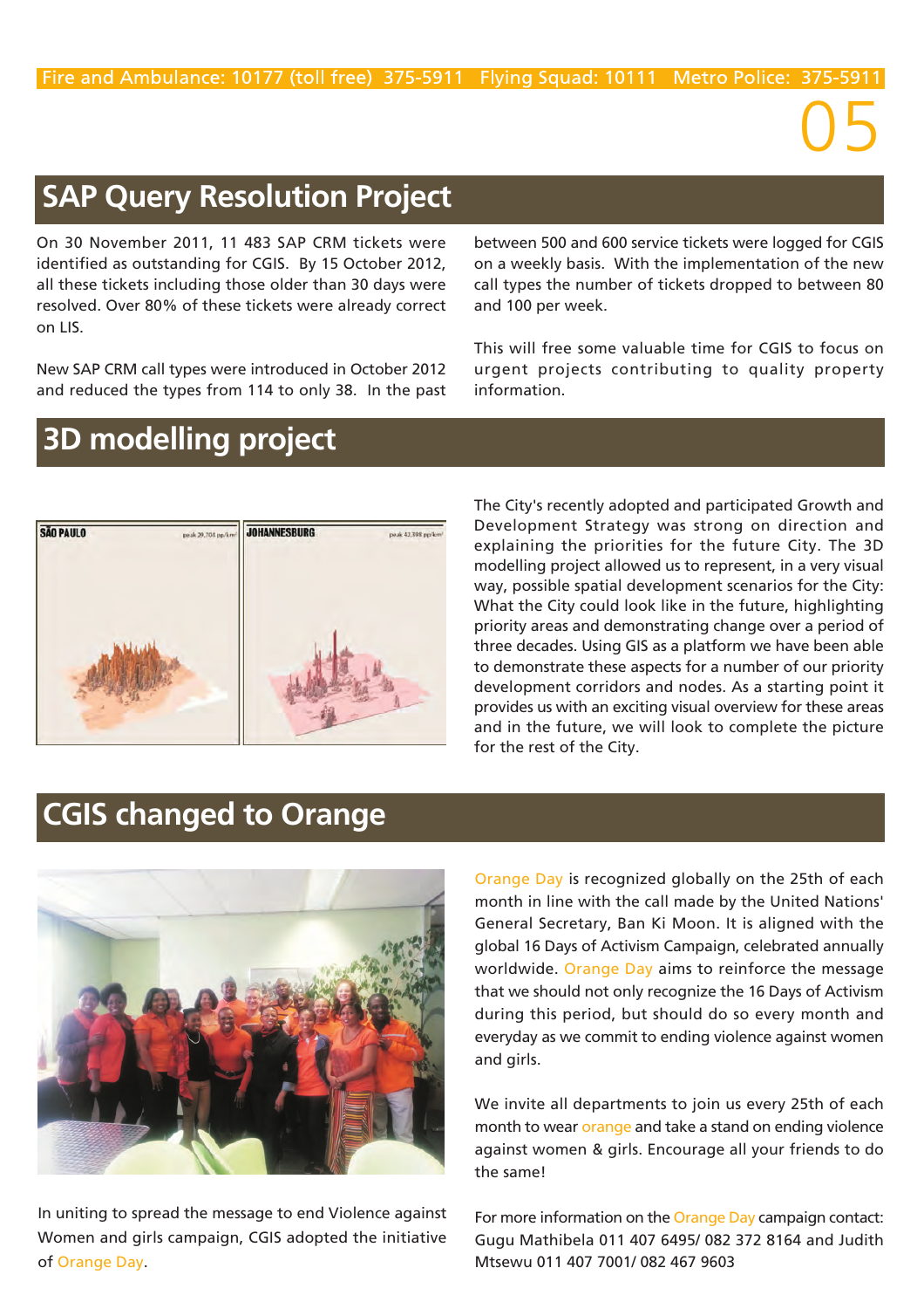## SAP Query Resolution Project

On 30 November 2011, 11 483 SAP CRM tickets were identified as outstanding for CGIS. By 15 October 2012, all these tickets including those older than 30 days were resolved. Over 80% of these tickets were already correct on LIS.

New SAP CRM call types were introduced in October 2012 and reduced the types from 114 to only 38. In the past between 500 and 600 service tickets were logged for CGIS on a weekly basis. With the implementation of the new call types the number of tickets dropped to between 80 and 100 per week.

This will free some valuable time for CGIS to focus on urgent projects contributing to quality property information.

## 3D modelling project

The City's recently adopted and participated Growth and Development Strategy was strong on direction and explaining the priorities for the future City. The 3D modelling project allowed us to represent, in a very visual way, possible spatial development scenarios for the City: What the City could look like in the future, highlighting priority areas and demonstrating change over a period of three decades. Using GIS as a platform we have been able to demonstrate these aspects for a number of our priority development corridors and nodes. As a starting point it provides us with an exciting visual overview for these areas and in the future, we will look to complete the picture for the rest of the City.

## CGIS changed to Orange

In uniting to spread the message to end Violence against Women and girls campaign, CGIS adopted the initiative of Orange Day.

Orange Day is recognized globally on the 25th of each month in line with the call made by the United Nations' General Secretary, Ban Ki Moon. It is aligned with the global 16 Days of Activism Campaign, celebrated annually worldwide. Orange Day aims to reinforce the message that we should not only recognize the 16 Days of Activism during this period, but should do so every month and everyday as we commit to ending violence against women and girls.

We invite all departments to join us every 25th of each month to wear orange and take a stand on ending violence against women & girls. Encourage all your friends to do the same!

For more information on the Orange Day campaign contact: Gugu Mathibela 011 407 6495/ 082 372 8164 and Judith Mtsewu 011 407 7001/ 082 467 9603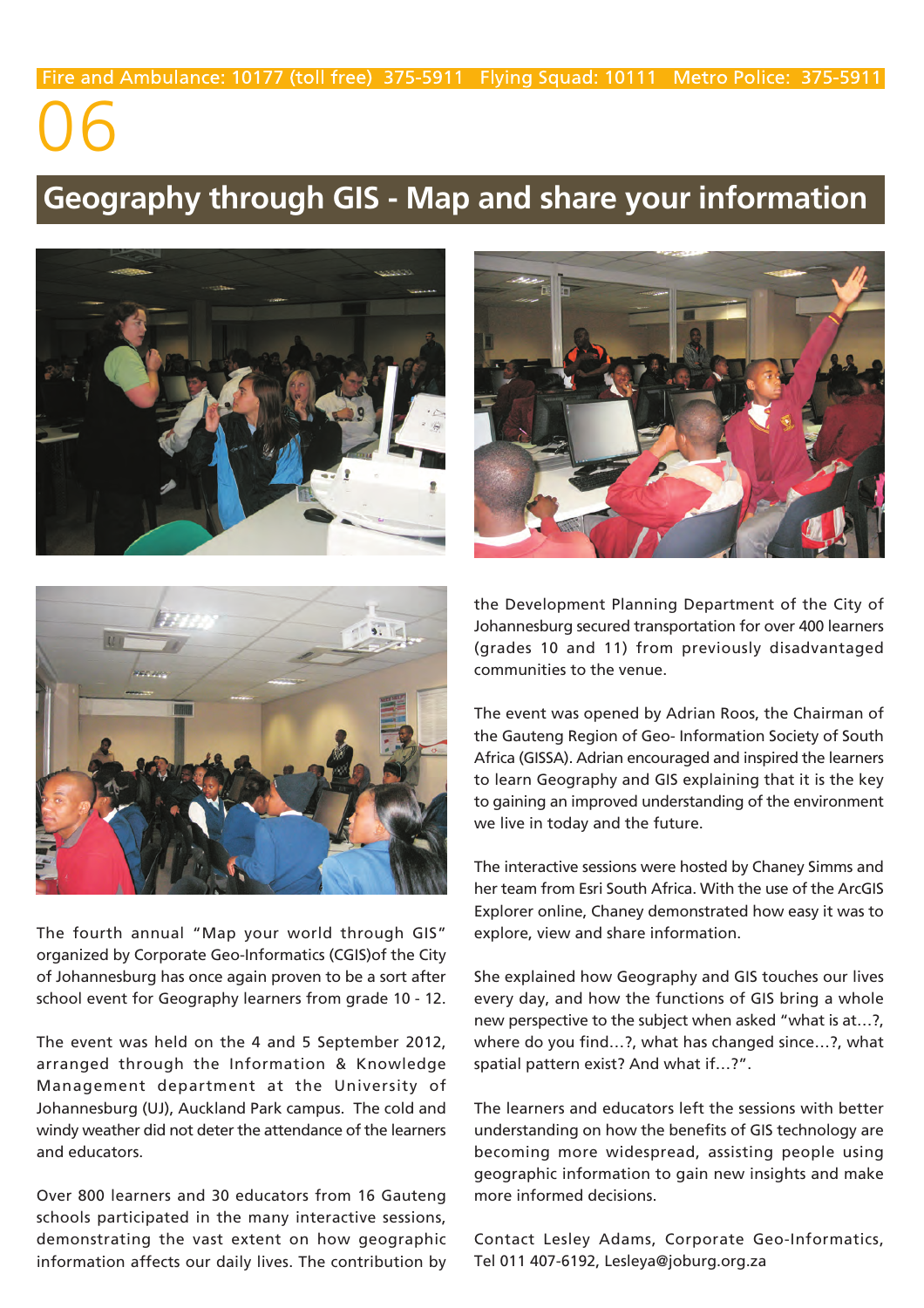# Geography through GIS - Map and share your information

The fourth annual "Map your world through GIS" organized by Corporate Geo-Informatics (CGIS)of the City of Johannesburg has once again proven to be a sort after school event for Geography learners from grade 10 - 12.

The event was held on the 4 and 5 September 2012, arranged through the Information & Knowledge Management department at the University of Johannesburg (UJ), Auckland Park campus. The cold and windy weather did not deter the attendance of the learners and educators.

Over 800 learners and 30 educators from 16 Gauteng schools participated in the many interactive sessions, demonstrating the vast extent on how geographic information affects our daily lives. The contribution by the Development Planning Department of the City of Johannesburg secured transportation for over 400 learners (grades 10 and 11) from previously disadvantaged communities to the venue.

The event was opened by Adrian Roos, the Chairman of the Gauteng Region of Geo- Information Society of South Africa (GISSA). Adrian encouraged and inspired the learners to learn Geography and GIS explaining that it is the key to gaining an improved understanding of the environment we live in today and the future.

The interactive sessions were hosted by Chaney Simms and her team from Esri South Africa. With the use of the ArcGIS Explorer online, Chaney demonstrated how easy it was to explore, view and share information.

She explained how Geography and GIS touches our lives every day, and how the functions of GIS bring a whole new perspective to the subject when asked "what is at…?, where do you find…?, what has changed since…?, what spatial pattern exist? And what if…?".

The learners and educators left the sessions with better understanding on how the benefits of GIS technology are becoming more widespread, assisting people using geographic information to gain new insights and make more informed decisions.

Contact Lesley Adams, Corporate Geo-Informatics, Tel 011 407-6192, Lesleya@joburg.org.za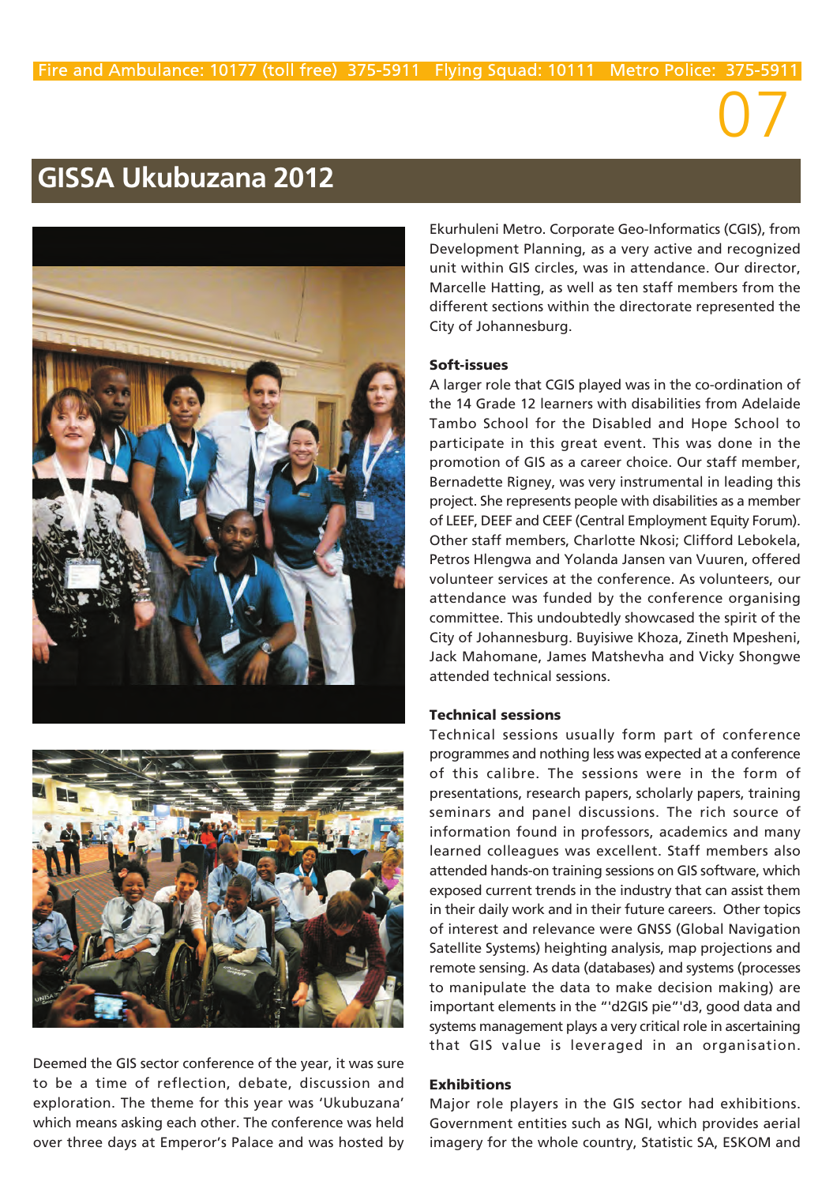# GISSA Ukubuzana 2012

Deemed the GIS sector conference of the year, it was sure to be a time of reflection, debate, discussion and exploration. The theme for this year was 'Ukubuzana' which means asking each other. The conference was held over three days at Emperor's Palace and was hosted by Ekurhuleni Metro. Corporate Geo-Informatics (CGIS), from Development Planning, as a very active and recognized unit within GIS circles, was in attendance. Our director, Marcelle Hatting, as well as ten staff members from the different sections within the directorate represented the City of Johannesburg.

### Soft-issues

A larger role that CGIS played was in the co-ordination of the 14 Grade 12 learners with disabilities from Adelaide Tambo School for the Disabled and Hope School to participate in this great event. This was done in the promotion of GIS as a career choice. Our staff member, Bernadette Rigney, was very instrumental in leading this project. She represents people with disabilities as a member of LEEF, DEEF and CEEF (Central Employment Equity Forum). Other staff members, Charlotte Nkosi; Clifford Lebokela, Petros Hlengwa and Yolanda Jansen van Vuuren, offered volunteer services at the conference. As volunteers, our attendance was funded by the conference organising committee. This undoubtedly showcased the spirit of the City of Johannesburg. Buyisiwe Khoza, Zineth Mpesheni, Jack Mahomane, James Matshevha and Vicky Shongwe attended technical sessions.

### Technical sessions

Technical sessions usually form part of conference programmes and nothing less was expected at a conference of this calibre. The sessions were in the form of presentations, research papers, scholarly papers, training seminars and panel discussions. The rich source of information found in professors, academics and many learned colleagues was excellent. Staff members also attended hands-on training sessions on GIS software, which exposed current trends in the industry that can assist them in their daily work and in their future careers. Other topics of interest and relevance were GNSS (Global Navigation Satellite Systems) heighting analysis, map projections and remote sensing. As data (databases) and systems (processes to manipulate the data to make decision making) are important elements in the "'d2GIS pie"'d3, good data and systems management plays a very critical role in ascertaining that GIS value is leveraged in an organisation.

### Exhibitions

Major role players in the GIS sector had exhibitions. Government entities such as NGI, which provides aerial imagery for the whole country, Statistic SA, ESKOM and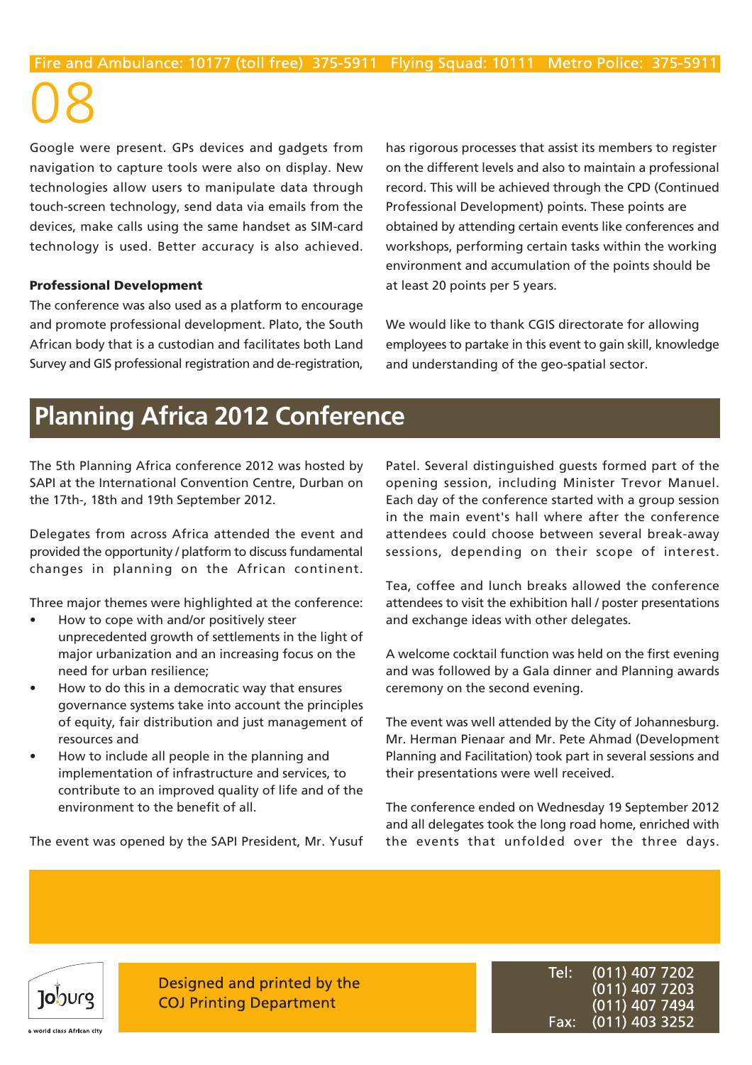Google were present. GPs devices and gadgets from navigation to capture tools were also on display. New technologies allow users to manipulate data through touch-screen technology, send data via emails from the devices, make calls using the same handset as SIM-card technology is used. Better accuracy is also achieved.

**Professional Development**

The conference was also used as a platform to encourage and promote professional development. Plato, the South African body that is a custodian and facilitates both Land Survey and GIS professional registration and de-registration, has rigorous processes that assist its members to register on the different levels and also to maintain a professional record. This will be achieved through the CPD (Continued Professional Development) points. These points are obtained by attending certain events like conferences and workshops, performing certain tasks within the working environment and accumulation of the points should be at least 20 points per 5 years.

We would like to thank CGIS directorate for allowing employees to partake in this event to gain skill, knowledge and understanding of the geo-spatial sector.

## Planning Africa 2012 Conference

The 5th Planning Africa conference 2012 was hosted by SAPI at the International Convention Centre, Durban on the 17th-, 18th and 19th September 2012.

Delegates from across Africa attended the event and provided the opportunity / platform to discuss fundamental changes in planning on the African continent.

Three major themes were highlighted at the conference:

- How to cope with and/or positively steer unprecedented growth of settlements in the light of major urbanization and an increasing focus on the need for urban resilience;
- How to do this in a democratic way that ensures governance systems take into account the principles of equity, fair distribution and just management of resources and
- How to include all people in the planning and implementation of infrastructure and services, to contribute to an improved quality of life and of the environment to the benefit of all.

The event was opened by the SAPI President, Mr. Yusuf Patel. Several distinguished guests formed part of the opening session, including Minister Trevor Manuel. Each day of the conference started with a group session in the main event's hall where after the conference attendees could choose between several break-away sessions, depending on their scope of interest.

Tea, coffee and lunch breaks allowed the conference attendees to visit the exhibition hall / poster presentations and exchange ideas with other delegates.

A welcome cocktail function was held on the first evening and was followed by a Gala dinner and Planning awards ceremony on the second evening.

The event was well attended by the City of Johannesburg. Mr. Herman Pienaar and Mr. Pete Ahmad (Development Planning and Facilitation) took part in several sessions and their presentations were well received.

The conference ended on Wednesday 19 September 2012 and all delegates took the long road home, enriched with the events that unfolded over the three days.

Joburg
a world class African city

Designed and printed by the COJ Printing Department

Tel: (011) 407 7202
(011) 407 7203
(011) 407 7494
Fax: (011) 403 3252